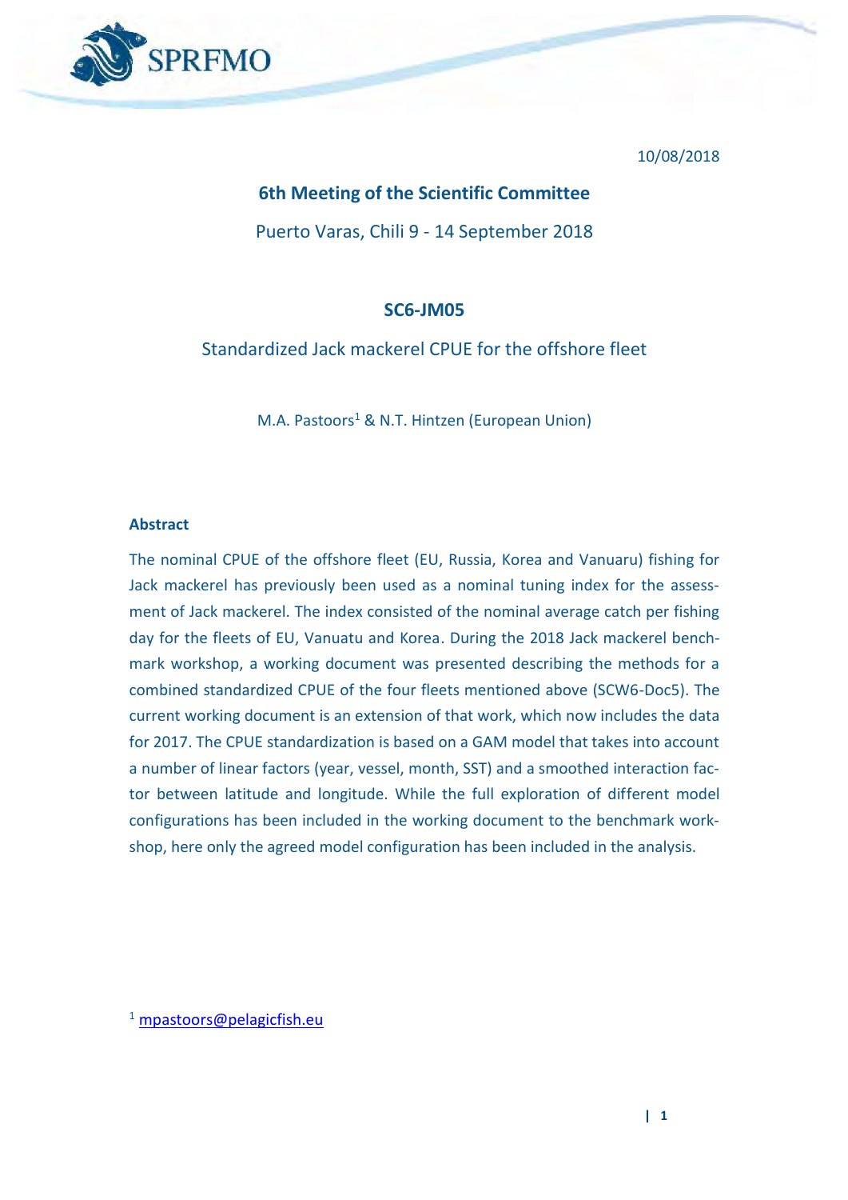10/08/2018

# 6th Meeting of the Scientific Committee

Puerto Varas, Chili 9 - 14 September 2018

## SC6-JM05

## Standardized Jack mackerel CPUE for the offshore fleet

M.A. Pastoors[1] & N.T. Hintzen (European Union)

### Abstract

The nominal CPUE of the offshore fleet (EU, Russia, Korea and Vanuaru) fishing for Jack mackerel has previously been used as a nominal tuning index for the assessment of Jack mackerel. The index consisted of the nominal average catch per fishing day for the fleets of EU, Vanuatu and Korea. During the 2018 Jack mackerel benchmark workshop, a working document was presented describing the methods for a combined standardized CPUE of the four fleets mentioned above (SCW6-Doc5). The current working document is an extension of that work, which now includes the data for 2017. The CPUE standardization is based on a GAM model that takes into account a number of linear factors (year, vessel, month, SST) and a smoothed interaction factor between latitude and longitude. While the full exploration of different model configurations has been included in the working document to the benchmark workshop, here only the agreed model configuration has been included in the analysis.

[1] mpastoors@pelagicfish.eu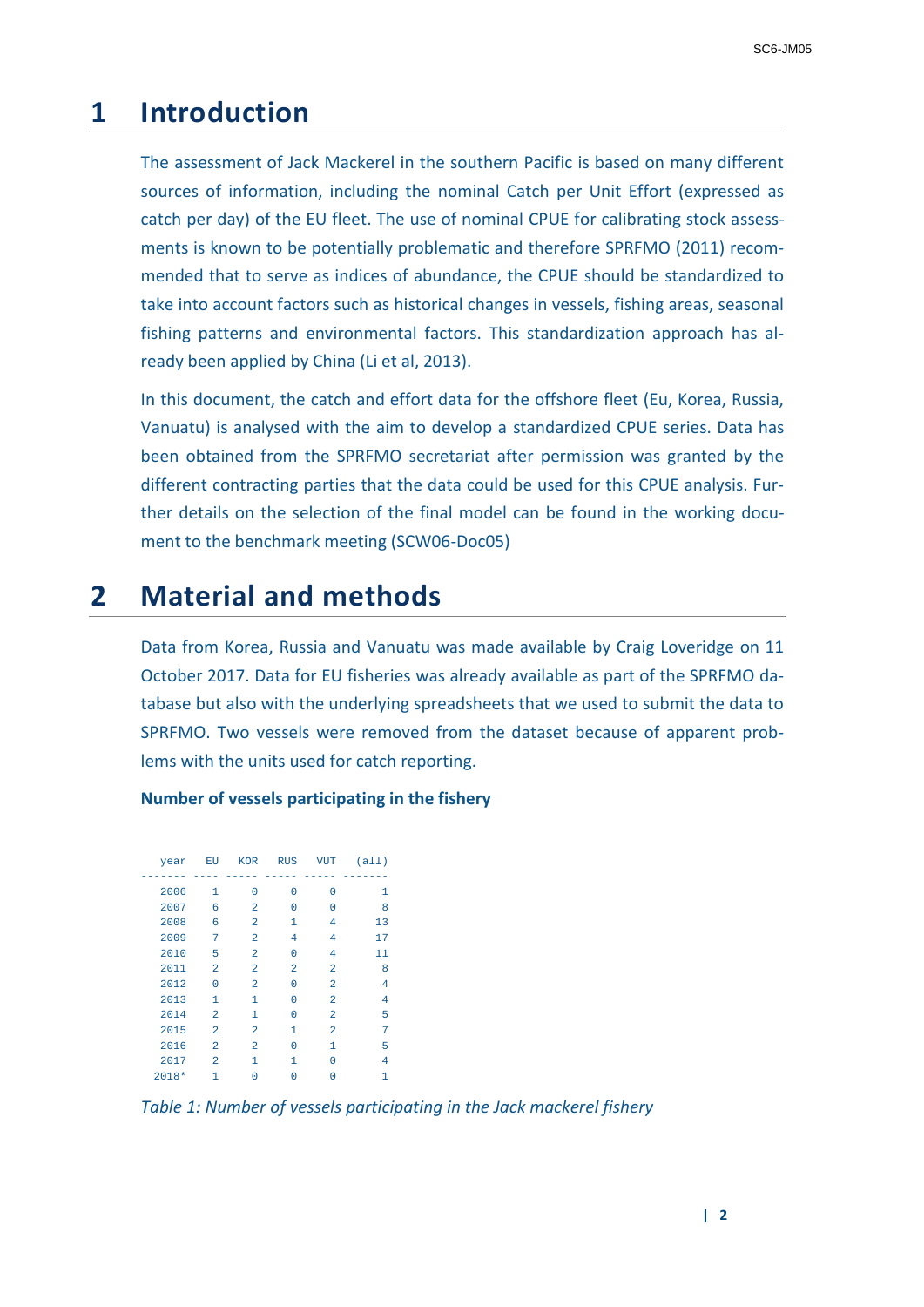# 1 Introduction

The assessment of Jack Mackerel in the southern Pacific is based on many different sources of information, including the nominal Catch per Unit Effort (expressed as catch per day) of the EU fleet. The use of nominal CPUE for calibrating stock assessments is known to be potentially problematic and therefore SPRFMO (2011) recommended that to serve as indices of abundance, the CPUE should be standardized to take into account factors such as historical changes in vessels, fishing areas, seasonal fishing patterns and environmental factors. This standardization approach has already been applied by China (Li et al, 2013).

In this document, the catch and effort data for the offshore fleet (Eu, Korea, Russia, Vanuatu) is analysed with the aim to develop a standardized CPUE series. Data has been obtained from the SPRFMO secretariat after permission was granted by the different contracting parties that the data could be used for this CPUE analysis. Further details on the selection of the final model can be found in the working document to the benchmark meeting (SCW06-Doc05)

# 2 Material and methods

Data from Korea, Russia and Vanuatu was made available by Craig Loveridge on 11 October 2017. Data for EU fisheries was already available as part of the SPRFMO database but also with the underlying spreadsheets that we used to submit the data to SPRFMO. Two vessels were removed from the dataset because of apparent problems with the units used for catch reporting.

**Number of vessels participating in the fishery**

| year | EU | KOR | RUS | VUT | (all) |
|---|---|---|---|---|---|
| 2006 | 1 | 0 | 0 | 0 | 1 |
| 2007 | 6 | 2 | 0 | 0 | 8 |
| 2008 | 6 | 2 | 1 | 4 | 13 |
| 2009 | 7 | 2 | 4 | 4 | 17 |
| 2010 | 5 | 2 | 0 | 4 | 11 |
| 2011 | 2 | 2 | 2 | 2 | 8 |
| 2012 | 0 | 2 | 0 | 2 | 4 |
| 2013 | 1 | 1 | 0 | 2 | 4 |
| 2014 | 2 | 1 | 0 | 2 | 5 |
| 2015 | 2 | 2 | 1 | 2 | 7 |
| 2016 | 2 | 2 | 0 | 1 | 5 |
| 2017 | 2 | 1 | 1 | 0 | 4 |
| 2018* | 1 | 0 | 0 | 0 | 1 |

*Table 1: Number of vessels participating in the Jack mackerel fishery*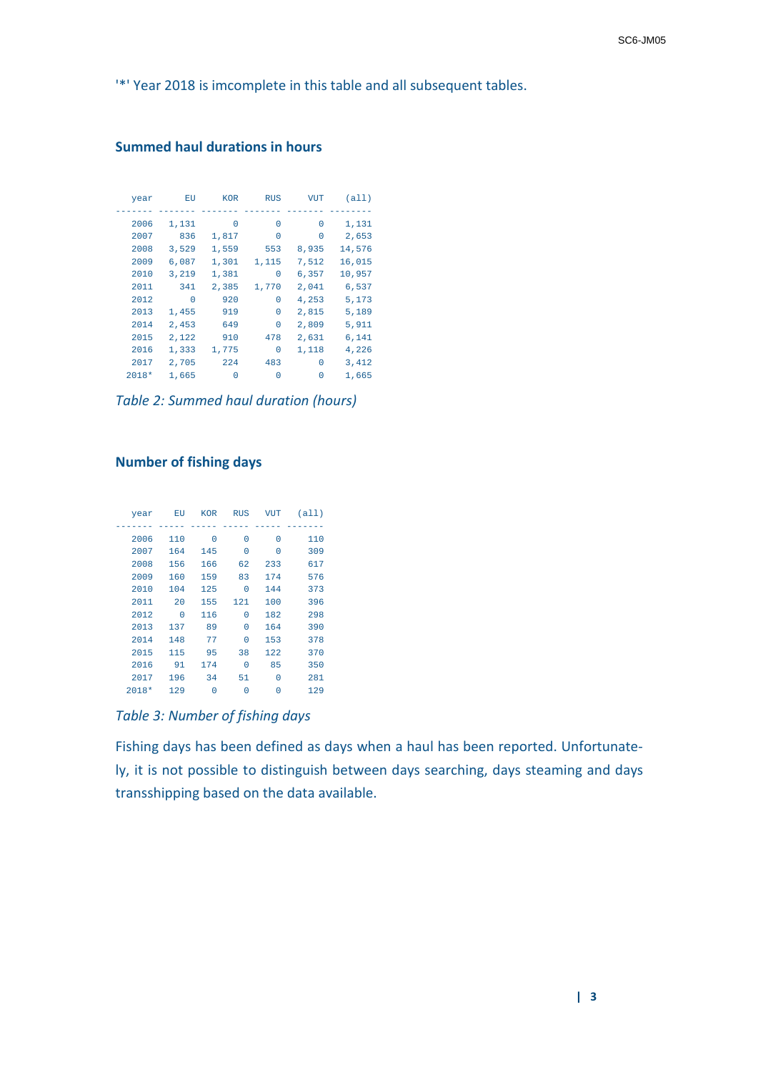'*' Year 2018 is imcomplete in this table and all subsequent tables.

### Summed haul durations in hours

| year | EU | KOR | RUS | VUT | (all) |
|---|---|---|---|---|---|
| 2006 | 1,131 | 0 | 0 | 0 | 1,131 |
| 2007 | 836 | 1,817 | 0 | 0 | 2,653 |
| 2008 | 3,529 | 1,559 | 553 | 8,935 | 14,576 |
| 2009 | 6,087 | 1,301 | 1,115 | 7,512 | 16,015 |
| 2010 | 3,219 | 1,381 | 0 | 6,357 | 10,957 |
| 2011 | 341 | 2,385 | 1,770 | 2,041 | 6,537 |
| 2012 | 0 | 920 | 0 | 4,253 | 5,173 |
| 2013 | 1,455 | 919 | 0 | 2,815 | 5,189 |
| 2014 | 2,453 | 649 | 0 | 2,809 | 5,911 |
| 2015 | 2,122 | 910 | 478 | 2,631 | 6,141 |
| 2016 | 1,333 | 1,775 | 0 | 1,118 | 4,226 |
| 2017 | 2,705 | 224 | 483 | 0 | 3,412 |
| 2018* | 1,665 | 0 | 0 | 0 | 1,665 |

*Table 2: Summed haul duration (hours)*

### Number of fishing days

| year | EU | KOR | RUS | VUT | (all) |
|---|---|---|---|---|---|
| 2006 | 110 | 0 | 0 | 0 | 110 |
| 2007 | 164 | 145 | 0 | 0 | 309 |
| 2008 | 156 | 166 | 62 | 233 | 617 |
| 2009 | 160 | 159 | 83 | 174 | 576 |
| 2010 | 104 | 125 | 0 | 144 | 373 |
| 2011 | 20 | 155 | 121 | 100 | 396 |
| 2012 | 0 | 116 | 0 | 182 | 298 |
| 2013 | 137 | 89 | 0 | 164 | 390 |
| 2014 | 148 | 77 | 0 | 153 | 378 |
| 2015 | 115 | 95 | 38 | 122 | 370 |
| 2016 | 91 | 174 | 0 | 85 | 350 |
| 2017 | 196 | 34 | 51 | 0 | 281 |
| 2018* | 129 | 0 | 0 | 0 | 129 |

*Table 3: Number of fishing days*

Fishing days has been defined as days when a haul has been reported. Unfortunately, it is not possible to distinguish between days searching, days steaming and days transshipping based on the data available.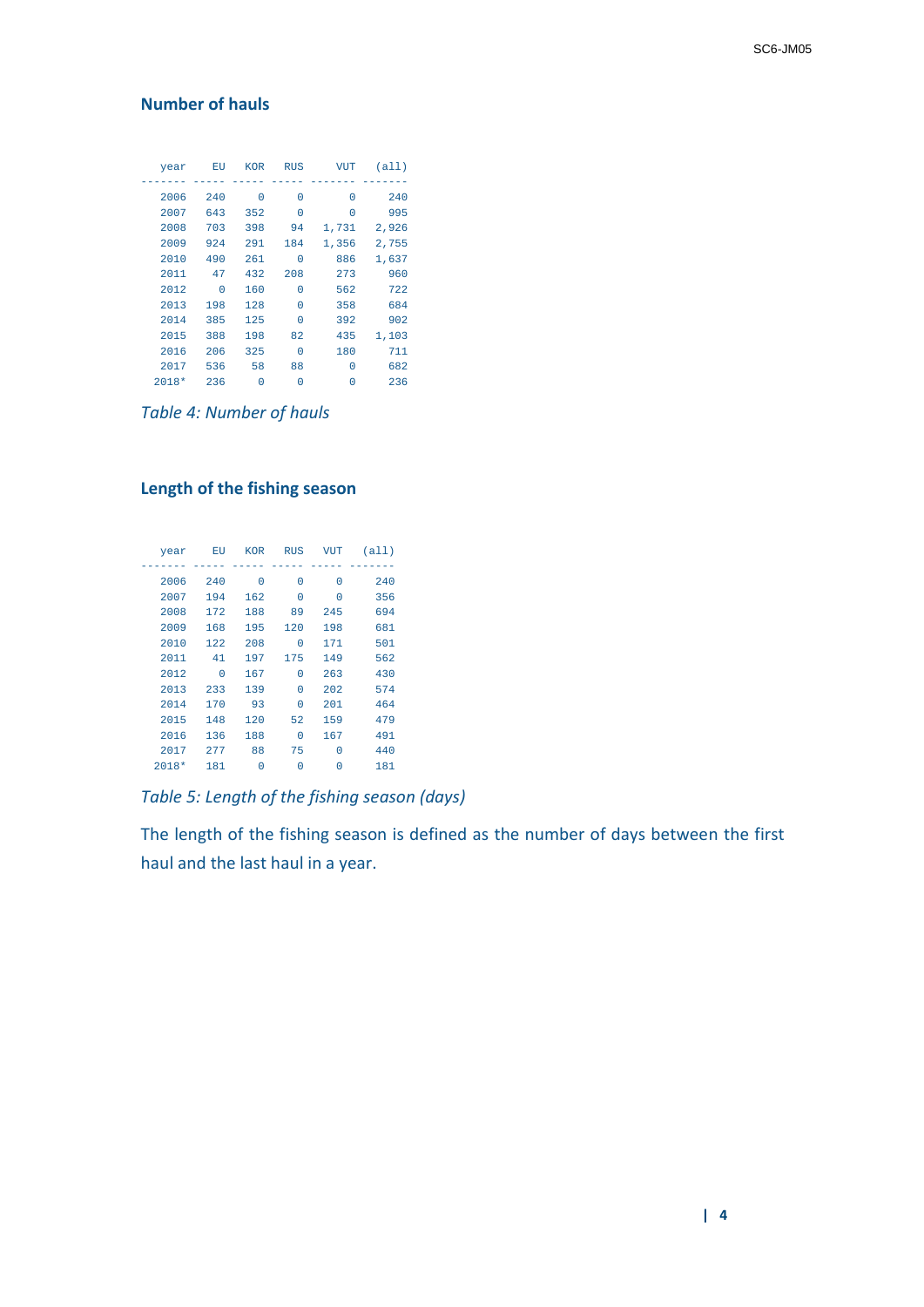## Number of hauls

| year | EU | KOR | RUS | VUT | (all) |
|---|---|---|---|---|---|
| 2006 | 240 | 0 | 0 | 0 | 240 |
| 2007 | 643 | 352 | 0 | 0 | 995 |
| 2008 | 703 | 398 | 94 | 1,731 | 2,926 |
| 2009 | 924 | 291 | 184 | 1,356 | 2,755 |
| 2010 | 490 | 261 | 0 | 886 | 1,637 |
| 2011 | 47 | 432 | 208 | 273 | 960 |
| 2012 | 0 | 160 | 0 | 562 | 722 |
| 2013 | 198 | 128 | 0 | 358 | 684 |
| 2014 | 385 | 125 | 0 | 392 | 902 |
| 2015 | 388 | 198 | 82 | 435 | 1,103 |
| 2016 | 206 | 325 | 0 | 180 | 711 |
| 2017 | 536 | 58 | 88 | 0 | 682 |
| 2018* | 236 | 0 | 0 | 0 | 236 |

*Table 4: Number of hauls*

## Length of the fishing season

| year | EU | KOR | RUS | VUT | (all) |
|---|---|---|---|---|---|
| 2006 | 240 | 0 | 0 | 0 | 240 |
| 2007 | 194 | 162 | 0 | 0 | 356 |
| 2008 | 172 | 188 | 89 | 245 | 694 |
| 2009 | 168 | 195 | 120 | 198 | 681 |
| 2010 | 122 | 208 | 0 | 171 | 501 |
| 2011 | 41 | 197 | 175 | 149 | 562 |
| 2012 | 0 | 167 | 0 | 263 | 430 |
| 2013 | 233 | 139 | 0 | 202 | 574 |
| 2014 | 170 | 93 | 0 | 201 | 464 |
| 2015 | 148 | 120 | 52 | 159 | 479 |
| 2016 | 136 | 188 | 0 | 167 | 491 |
| 2017 | 277 | 88 | 75 | 0 | 440 |
| 2018* | 181 | 0 | 0 | 0 | 181 |

*Table 5: Length of the fishing season (days)*

The length of the fishing season is defined as the number of days between the first haul and the last haul in a year.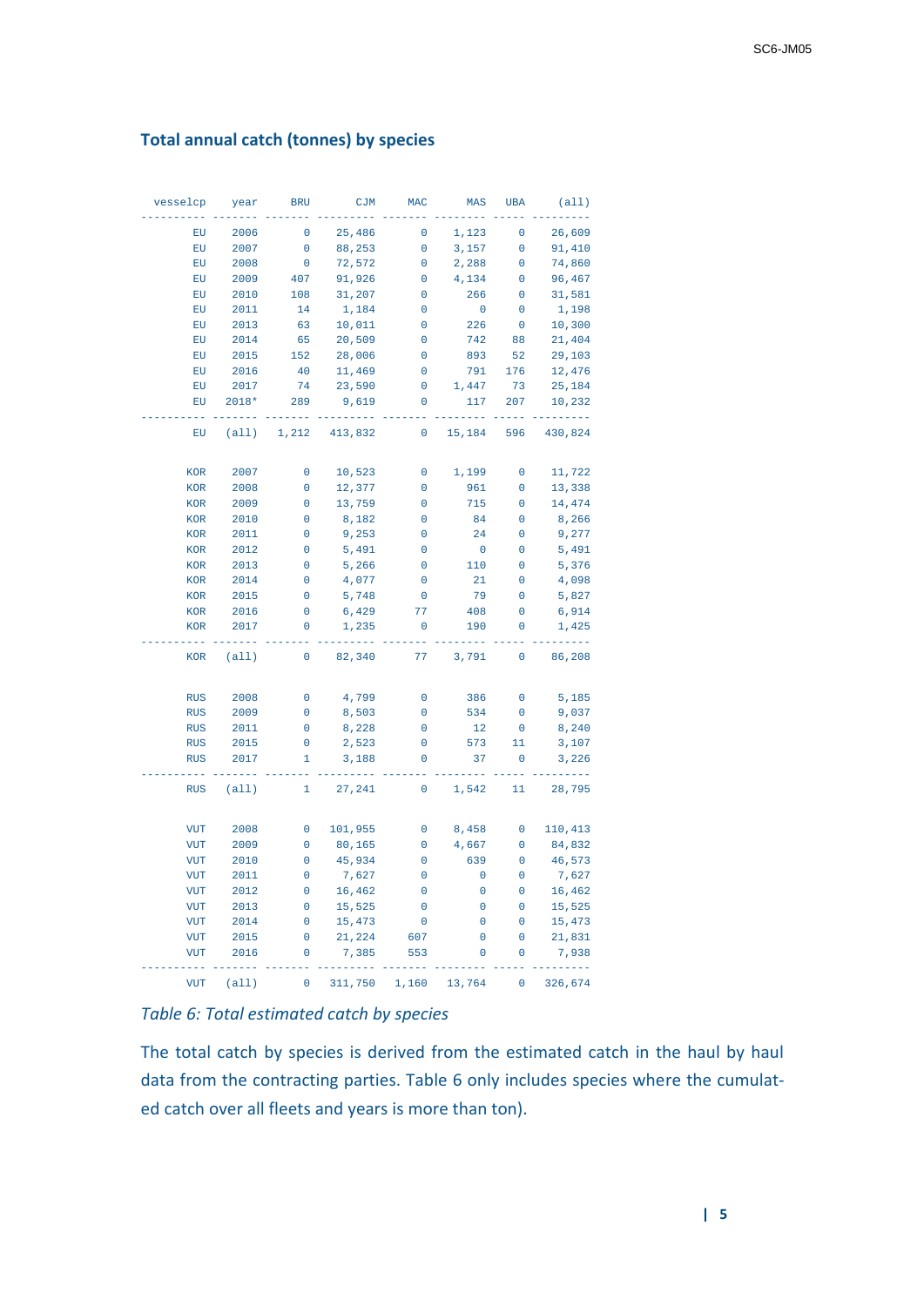## Total annual catch (tonnes) by species

| vesselcp | year | BRU | CJM | MAC | MAS | UBA | (all) |
|---|---|---|---|---|---|---|---|
| EU | 2006 | 0 | 25,486 | 0 | 1,123 | 0 | 26,609 |
| EU | 2007 | 0 | 88,253 | 0 | 3,157 | 0 | 91,410 |
| EU | 2008 | 0 | 72,572 | 0 | 2,288 | 0 | 74,860 |
| EU | 2009 | 407 | 91,926 | 0 | 4,134 | 0 | 96,467 |
| EU | 2010 | 108 | 31,207 | 0 | 266 | 0 | 31,581 |
| EU | 2011 | 14 | 1,184 | 0 | 0 | 0 | 1,198 |
| EU | 2013 | 63 | 10,011 | 0 | 226 | 0 | 10,300 |
| EU | 2014 | 65 | 20,509 | 0 | 742 | 88 | 21,404 |
| EU | 2015 | 152 | 28,006 | 0 | 893 | 52 | 29,103 |
| EU | 2016 | 40 | 11,469 | 0 | 791 | 176 | 12,476 |
| EU | 2017 | 74 | 23,590 | 0 | 1,447 | 73 | 25,184 |
| EU | 2018* | 289 | 9,619 | 0 | 117 | 207 | 10,232 |
| EU | (all) | 1,212 | 413,832 | 0 | 15,184 | 596 | 430,824 |
| KOR | 2007 | 0 | 10,523 | 0 | 1,199 | 0 | 11,722 |
| KOR | 2008 | 0 | 12,377 | 0 | 961 | 0 | 13,338 |
| KOR | 2009 | 0 | 13,759 | 0 | 715 | 0 | 14,474 |
| KOR | 2010 | 0 | 8,182 | 0 | 84 | 0 | 8,266 |
| KOR | 2011 | 0 | 9,253 | 0 | 24 | 0 | 9,277 |
| KOR | 2012 | 0 | 5,491 | 0 | 0 | 0 | 5,491 |
| KOR | 2013 | 0 | 5,266 | 0 | 110 | 0 | 5,376 |
| KOR | 2014 | 0 | 4,077 | 0 | 21 | 0 | 4,098 |
| KOR | 2015 | 0 | 5,748 | 0 | 79 | 0 | 5,827 |
| KOR | 2016 | 0 | 6,429 | 77 | 408 | 0 | 6,914 |
| KOR | 2017 | 0 | 1,235 | 0 | 190 | 0 | 1,425 |
| KOR | (all) | 0 | 82,340 | 77 | 3,791 | 0 | 86,208 |
| RUS | 2008 | 0 | 4,799 | 0 | 386 | 0 | 5,185 |
| RUS | 2009 | 0 | 8,503 | 0 | 534 | 0 | 9,037 |
| RUS | 2011 | 0 | 8,228 | 0 | 12 | 0 | 8,240 |
| RUS | 2015 | 0 | 2,523 | 0 | 573 | 11 | 3,107 |
| RUS | 2017 | 1 | 3,188 | 0 | 37 | 0 | 3,226 |
| RUS | (all) | 1 | 27,241 | 0 | 1,542 | 11 | 28,795 |
| VUT | 2008 | 0 | 101,955 | 0 | 8,458 | 0 | 110,413 |
| VUT | 2009 | 0 | 80,165 | 0 | 4,667 | 0 | 84,832 |
| VUT | 2010 | 0 | 45,934 | 0 | 639 | 0 | 46,573 |
| VUT | 2011 | 0 | 7,627 | 0 | 0 | 0 | 7,627 |
| VUT | 2012 | 0 | 16,462 | 0 | 0 | 0 | 16,462 |
| VUT | 2013 | 0 | 15,525 | 0 | 0 | 0 | 15,525 |
| VUT | 2014 | 0 | 15,473 | 0 | 0 | 0 | 15,473 |
| VUT | 2015 | 0 | 21,224 | 607 | 0 | 0 | 21,831 |
| VUT | 2016 | 0 | 7,385 | 553 | 0 | 0 | 7,938 |
| VUT | (all) | 0 | 311,750 | 1,160 | 13,764 | 0 | 326,674 |

*Table 6: Total estimated catch by species*

The total catch by species is derived from the estimated catch in the haul by haul data from the contracting parties. Table 6 only includes species where the cumulated catch over all fleets and years is more than ton).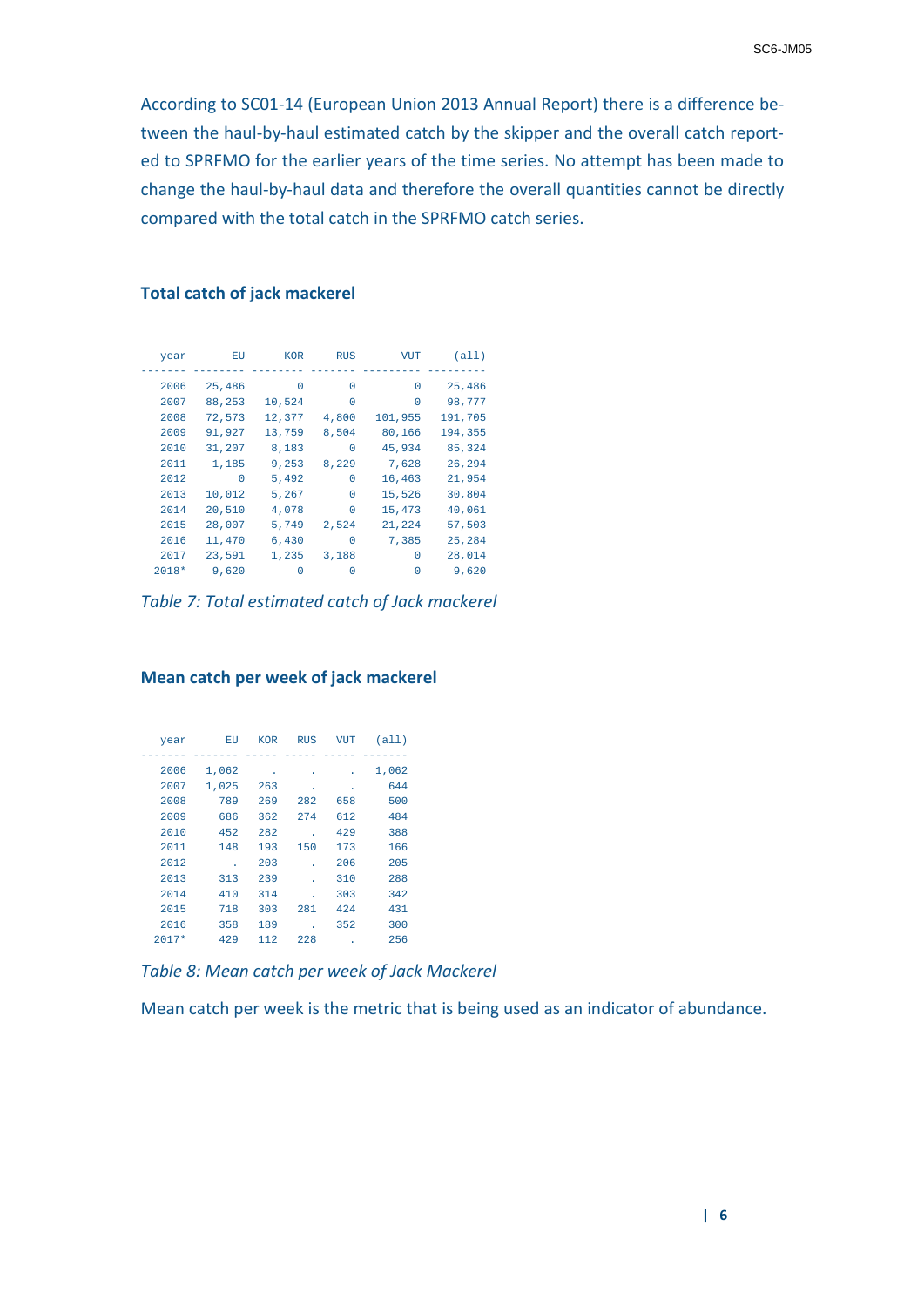According to SC01-14 (European Union 2013 Annual Report) there is a difference between the haul-by-haul estimated catch by the skipper and the overall catch reported to SPRFMO for the earlier years of the time series. No attempt has been made to change the haul-by-haul data and therefore the overall quantities cannot be directly compared with the total catch in the SPRFMO catch series.

### Total catch of jack mackerel

| year | EU | KOR | RUS | VUT | (all) |
|---|---|---|---|---|---|
| 2006 | 25,486 | 0 | 0 | 0 | 25,486 |
| 2007 | 88,253 | 10,524 | 0 | 0 | 98,777 |
| 2008 | 72,573 | 12,377 | 4,800 | 101,955 | 191,705 |
| 2009 | 91,927 | 13,759 | 8,504 | 80,166 | 194,355 |
| 2010 | 31,207 | 8,183 | 0 | 45,934 | 85,324 |
| 2011 | 1,185 | 9,253 | 8,229 | 7,628 | 26,294 |
| 2012 | 0 | 5,492 | 0 | 16,463 | 21,954 |
| 2013 | 10,012 | 5,267 | 0 | 15,526 | 30,804 |
| 2014 | 20,510 | 4,078 | 0 | 15,473 | 40,061 |
| 2015 | 28,007 | 5,749 | 2,524 | 21,224 | 57,503 |
| 2016 | 11,470 | 6,430 | 0 | 7,385 | 25,284 |
| 2017 | 23,591 | 1,235 | 3,188 | 0 | 28,014 |
| 2018* | 9,620 | 0 | 0 | 0 | 9,620 |

*Table 7: Total estimated catch of Jack mackerel*

### Mean catch per week of jack mackerel

| year | EU | KOR | RUS | VUT | (all) |
|---|---|---|---|---|---|
| 2006 | 1,062 | . | . | . | 1,062 |
| 2007 | 1,025 | 263 | . | . | 644 |
| 2008 | 789 | 269 | 282 | 658 | 500 |
| 2009 | 686 | 362 | 274 | 612 | 484 |
| 2010 | 452 | 282 | . | 429 | 388 |
| 2011 | 148 | 193 | 150 | 173 | 166 |
| 2012 | . | 203 | . | 206 | 205 |
| 2013 | 313 | 239 | . | 310 | 288 |
| 2014 | 410 | 314 | . | 303 | 342 |
| 2015 | 718 | 303 | 281 | 424 | 431 |
| 2016 | 358 | 189 | . | 352 | 300 |
| 2017* | 429 | 112 | 228 | . | 256 |

*Table 8: Mean catch per week of Jack Mackerel*

Mean catch per week is the metric that is being used as an indicator of abundance.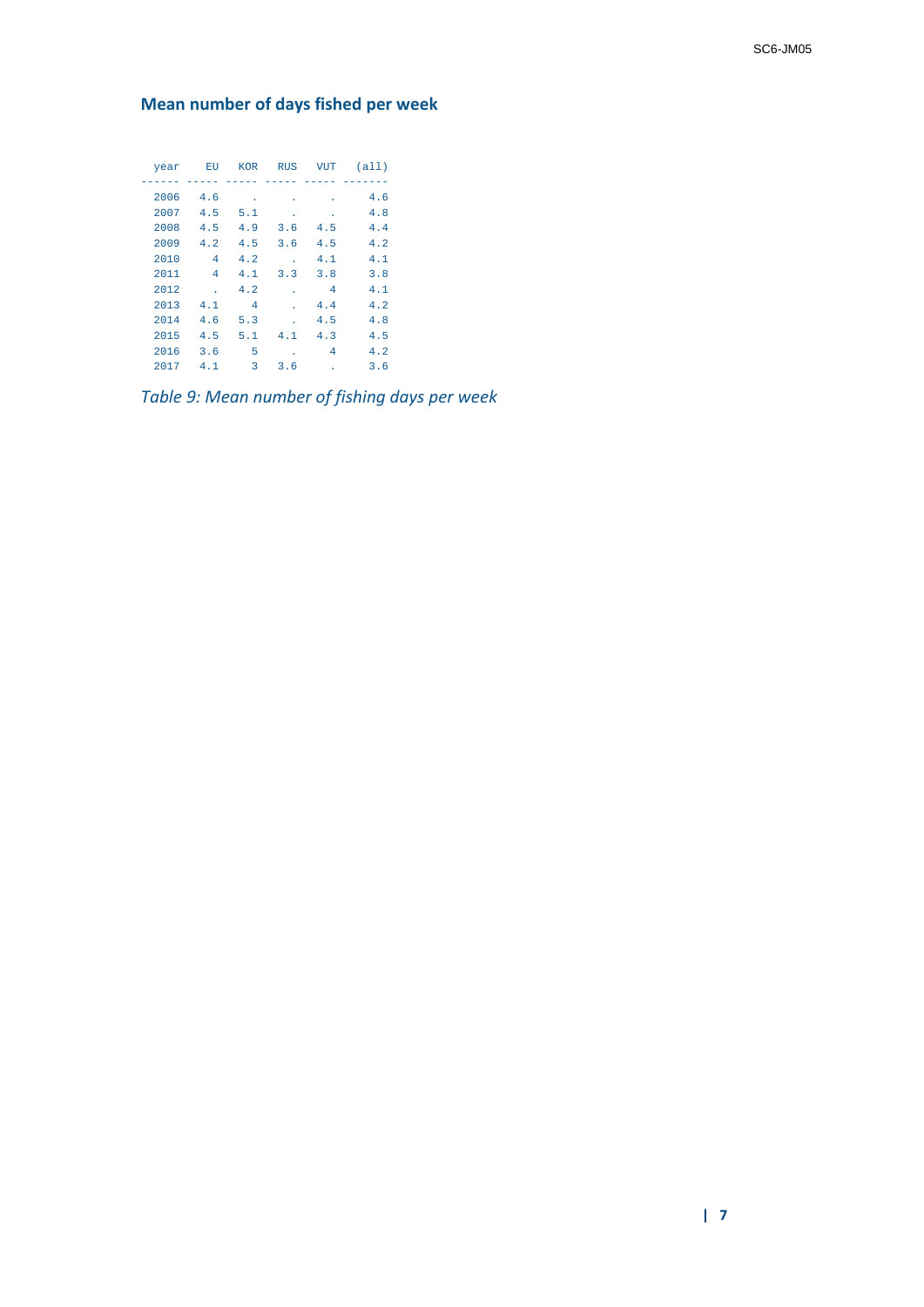## Mean number of days fished per week

| year | EU | KOR | RUS | VUT | (all) |
|---|---|---|---|---|---|
| 2006 | 4.6 | . | . | . | 4.6 |
| 2007 | 4.5 | 5.1 | . | . | 4.8 |
| 2008 | 4.5 | 4.9 | 3.6 | 4.5 | 4.4 |
| 2009 | 4.2 | 4.5 | 3.6 | 4.5 | 4.2 |
| 2010 | 4 | 4.2 | . | 4.1 | 4.1 |
| 2011 | 4 | 4.1 | 3.3 | 3.8 | 3.8 |
| 2012 | . | 4.2 | . | 4 | 4.1 |
| 2013 | 4.1 | 4 | . | 4.4 | 4.2 |
| 2014 | 4.6 | 5.3 | . | 4.5 | 4.8 |
| 2015 | 4.5 | 5.1 | 4.1 | 4.3 | 4.5 |
| 2016 | 3.6 | 5 | . | 4 | 4.2 |
| 2017 | 4.1 | 3 | 3.6 | . | 3.6 |

*Table 9: Mean number of fishing days per week*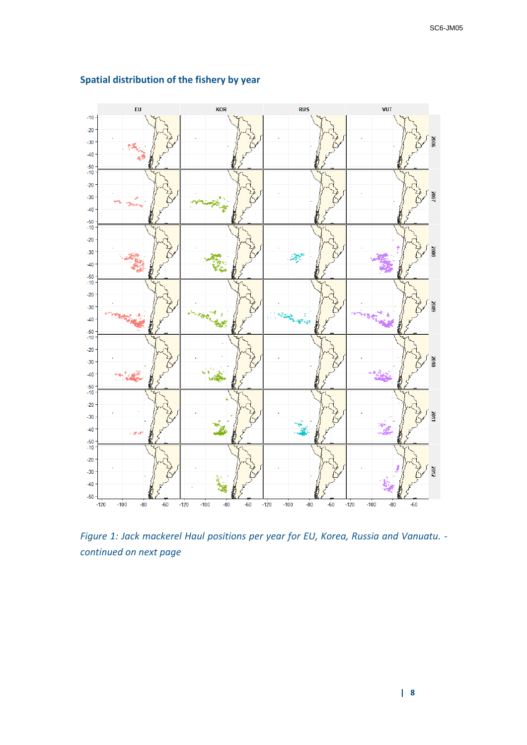## Spatial distribution of the fishery by year

*Figure 1: Jack mackerel Haul positions per year for EU, Korea, Russia and Vanuatu. - continued on next page*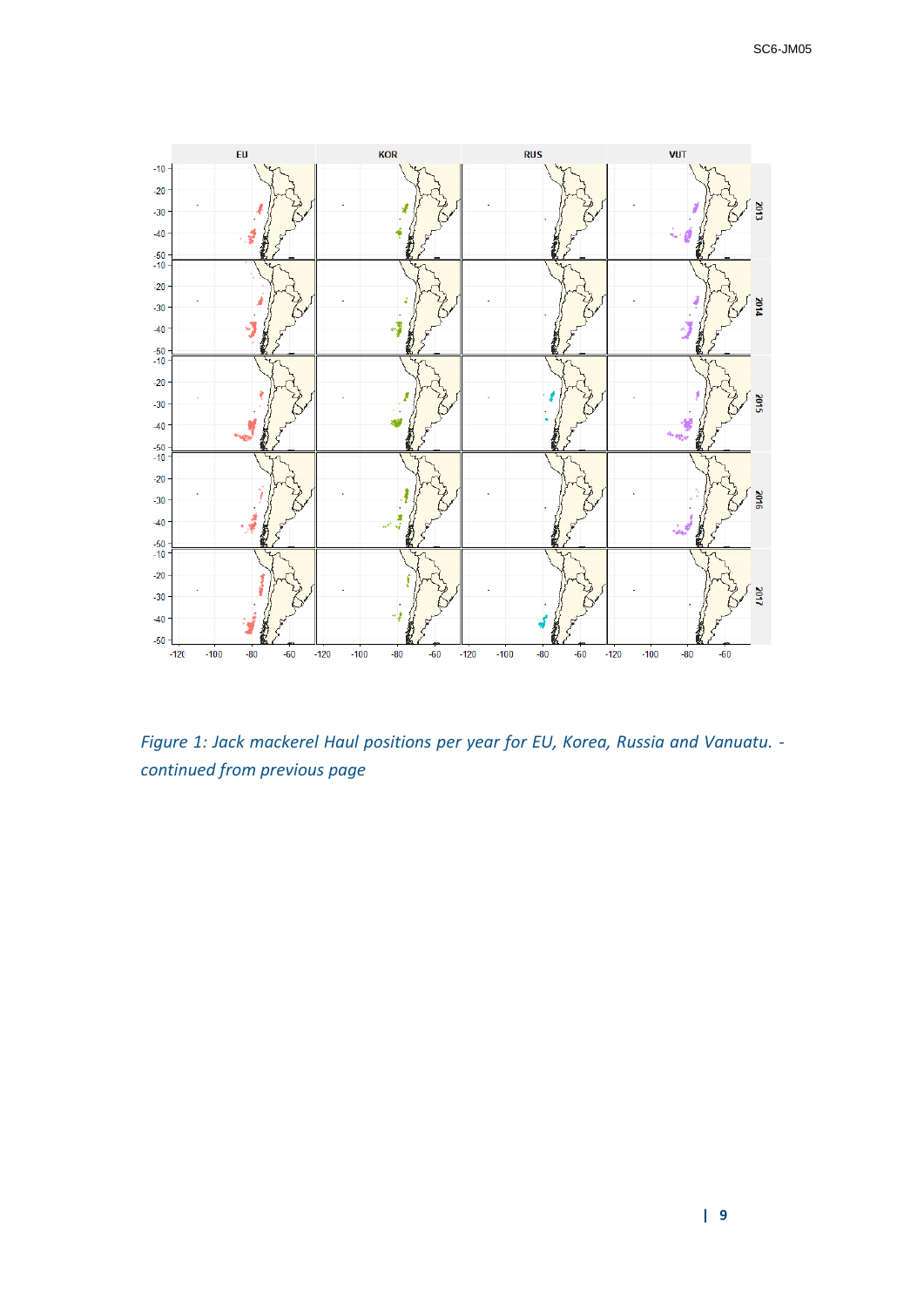*Figure 1: Jack mackerel Haul positions per year for EU, Korea, Russia and Vanuatu. - continued from previous page*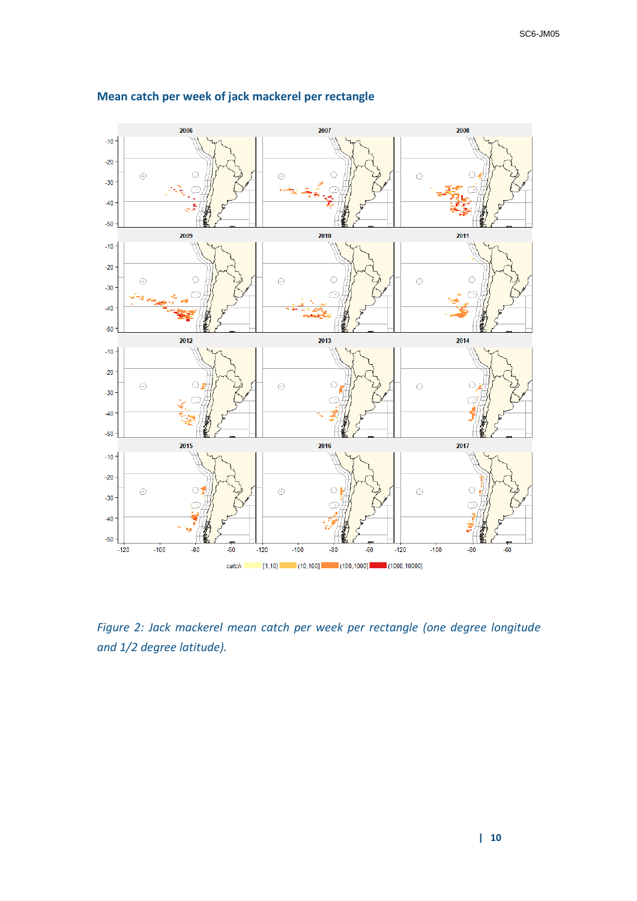## Mean catch per week of jack mackerel per rectangle

*Figure 2: Jack mackerel mean catch per week per rectangle (one degree longitude and 1/2 degree latitude).*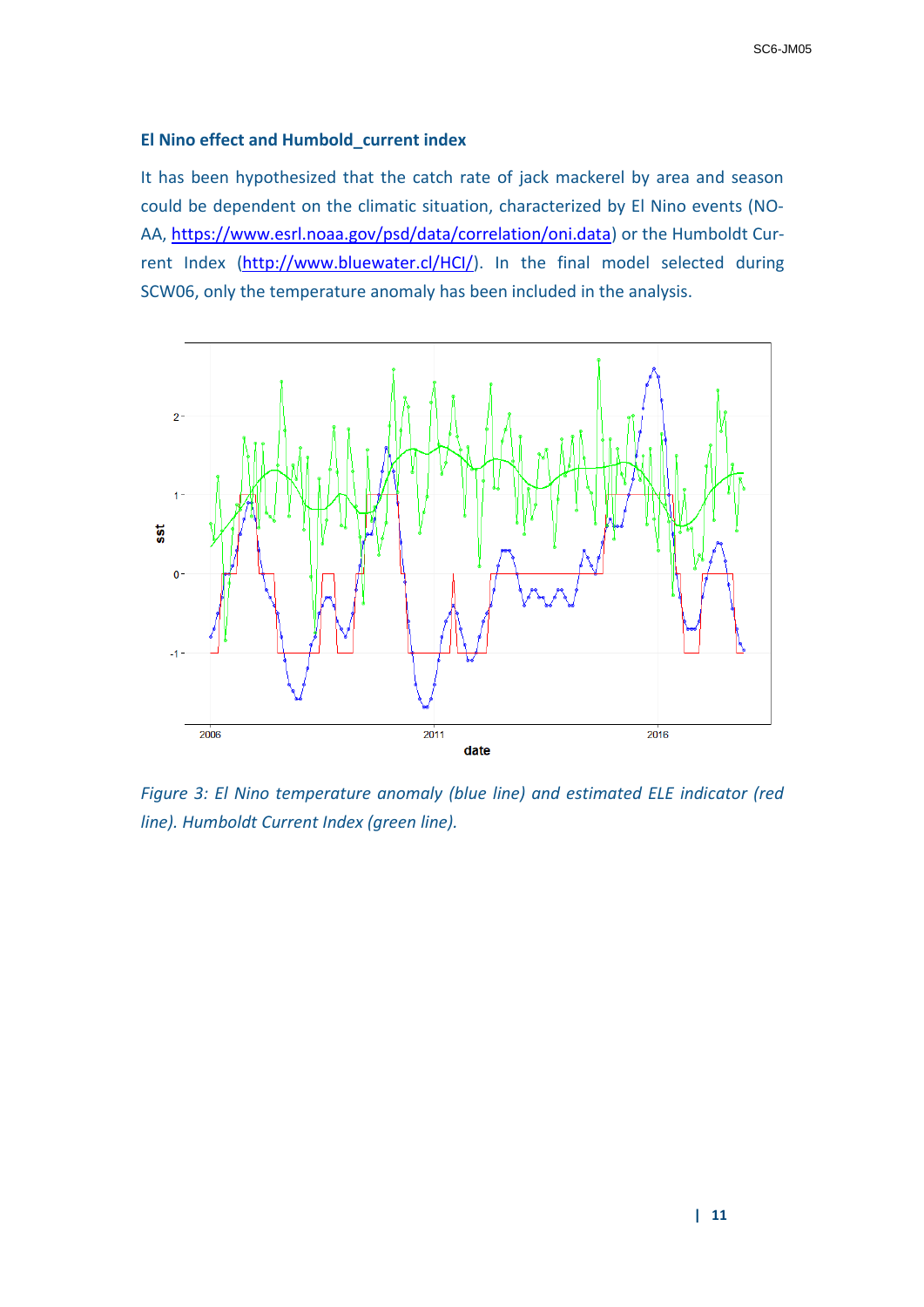### El Nino effect and Humbold_current index

It has been hypothesized that the catch rate of jack mackerel by area and season could be dependent on the climatic situation, characterized by El Nino events (NOAA, https://www.esrl.noaa.gov/psd/data/correlation/oni.data) or the Humboldt Current Index (http://www.bluewater.cl/HCI/). In the final model selected during SCW06, only the temperature anomaly has been included in the analysis.

*Figure 3: El Nino temperature anomaly (blue line) and estimated ELE indicator (red line). Humboldt Current Index (green line).*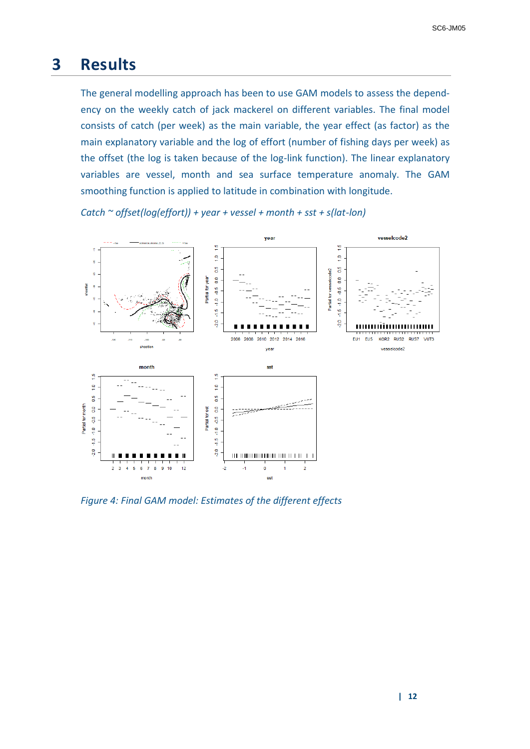# 3 Results

The general modelling approach has been to use GAM models to assess the dependency on the weekly catch of jack mackerel on different variables. The final model consists of catch (per week) as the main variable, the year effect (as factor) as the main explanatory variable and the log of effort (number of fishing days per week) as the offset (the log is taken because of the log-link function). The linear explanatory variables are vessel, month and sea surface temperature anomaly. The GAM smoothing function is applied to latitude in combination with longitude.

*Catch ~ offset(log(effort)) + year + vessel + month + sst + s(lat-lon)*

*Figure 4: Final GAM model: Estimates of the different effects*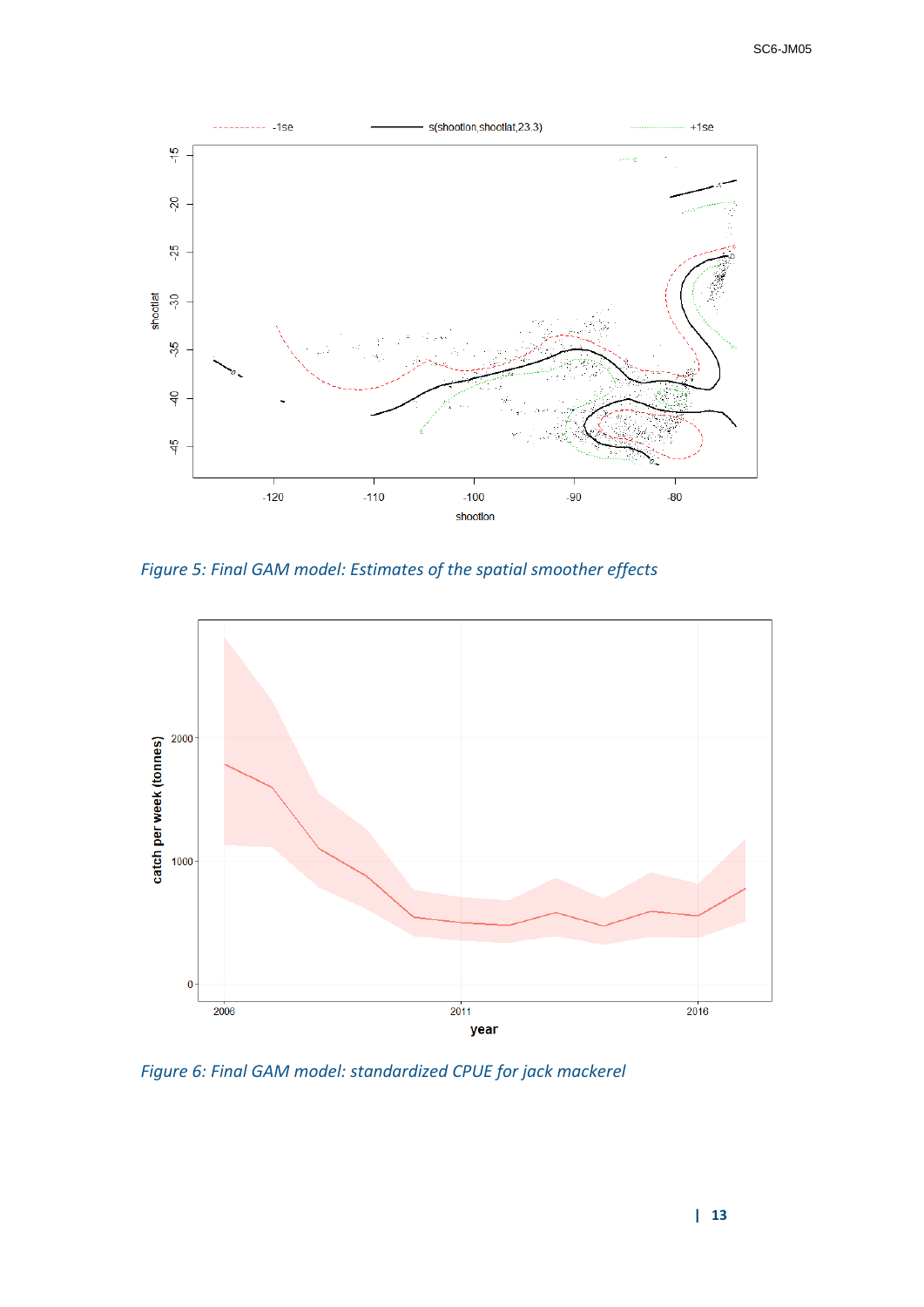*Figure 5: Final GAM model: Estimates of the spatial smoother effects*

*Figure 6: Final GAM model: standardized CPUE for jack mackerel*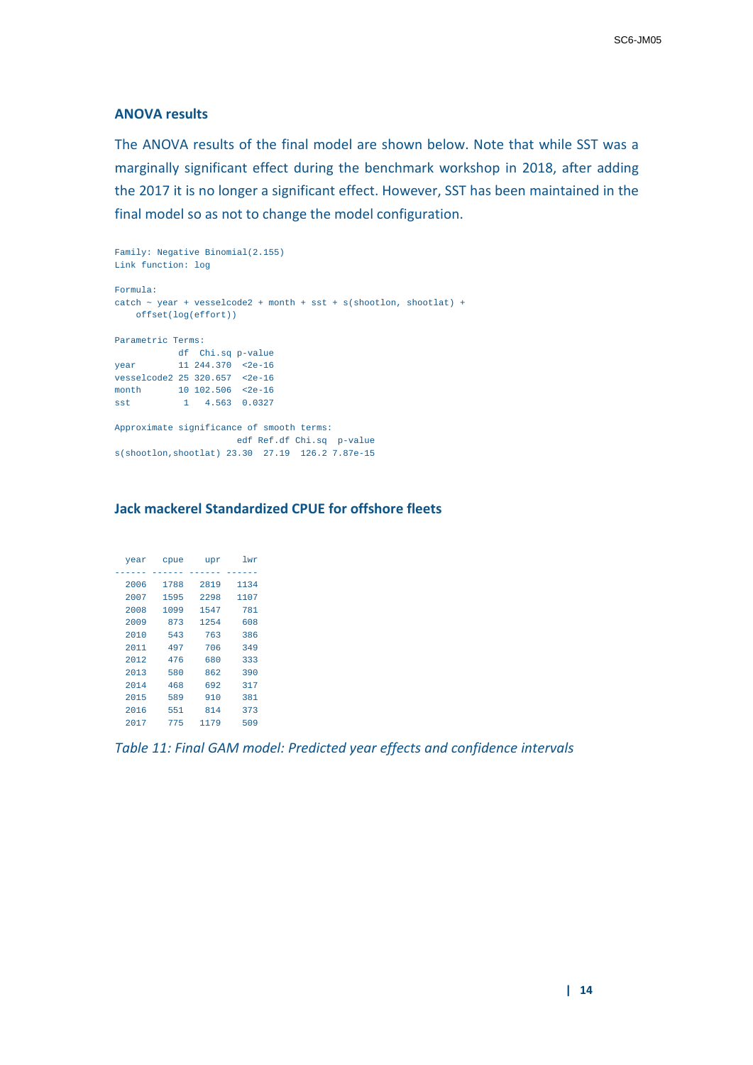### ANOVA results

The ANOVA results of the final model are shown below. Note that while SST was a marginally significant effect during the benchmark workshop in 2018, after adding the 2017 it is no longer a significant effect. However, SST has been maintained in the final model so as not to change the model configuration.

```
Family: Negative Binomial(2.155)
Link function: log

Formula:
catch ~ year + vesselcode2 + month + sst + s(shootlon, shootlat) +
    offset(log(effort))

Parametric Terms:
            df  Chi.sq p-value
year        11 244.370  <2e-16
vesselcode2 25 320.657  <2e-16
month       10 102.506  <2e-16
sst          1   4.563  0.0327

Approximate significance of smooth terms:
                        edf Ref.df Chi.sq  p-value
s(shootlon,shootlat) 23.30  27.19  126.2 7.87e-15
```

### Jack mackerel Standardized CPUE for offshore fleets

| year | cpue | upr | lwr |
|---|---|---|---|
| 2006 | 1788 | 2819 | 1134 |
| 2007 | 1595 | 2298 | 1107 |
| 2008 | 1099 | 1547 | 781 |
| 2009 | 873 | 1254 | 608 |
| 2010 | 543 | 763 | 386 |
| 2011 | 497 | 706 | 349 |
| 2012 | 476 | 680 | 333 |
| 2013 | 580 | 862 | 390 |
| 2014 | 468 | 692 | 317 |
| 2015 | 589 | 910 | 381 |
| 2016 | 551 | 814 | 373 |
| 2017 | 775 | 1179 | 509 |

*Table 11: Final GAM model: Predicted year effects and confidence intervals*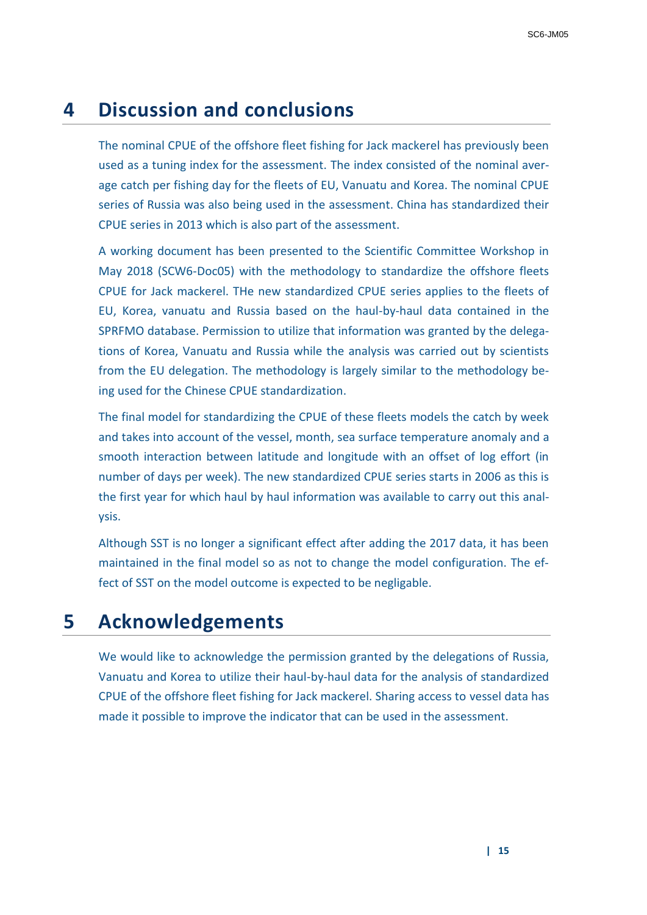# 4 Discussion and conclusions

The nominal CPUE of the offshore fleet fishing for Jack mackerel has previously been used as a tuning index for the assessment. The index consisted of the nominal average catch per fishing day for the fleets of EU, Vanuatu and Korea. The nominal CPUE series of Russia was also being used in the assessment. China has standardized their CPUE series in 2013 which is also part of the assessment.

A working document has been presented to the Scientific Committee Workshop in May 2018 (SCW6-Doc05) with the methodology to standardize the offshore fleets CPUE for Jack mackerel. THe new standardized CPUE series applies to the fleets of EU, Korea, vanuatu and Russia based on the haul-by-haul data contained in the SPRFMO database. Permission to utilize that information was granted by the delegations of Korea, Vanuatu and Russia while the analysis was carried out by scientists from the EU delegation. The methodology is largely similar to the methodology being used for the Chinese CPUE standardization.

The final model for standardizing the CPUE of these fleets models the catch by week and takes into account of the vessel, month, sea surface temperature anomaly and a smooth interaction between latitude and longitude with an offset of log effort (in number of days per week). The new standardized CPUE series starts in 2006 as this is the first year for which haul by haul information was available to carry out this analysis.

Although SST is no longer a significant effect after adding the 2017 data, it has been maintained in the final model so as not to change the model configuration. The effect of SST on the model outcome is expected to be negligable.

# 5 Acknowledgements

We would like to acknowledge the permission granted by the delegations of Russia, Vanuatu and Korea to utilize their haul-by-haul data for the analysis of standardized CPUE of the offshore fleet fishing for Jack mackerel. Sharing access to vessel data has made it possible to improve the indicator that can be used in the assessment.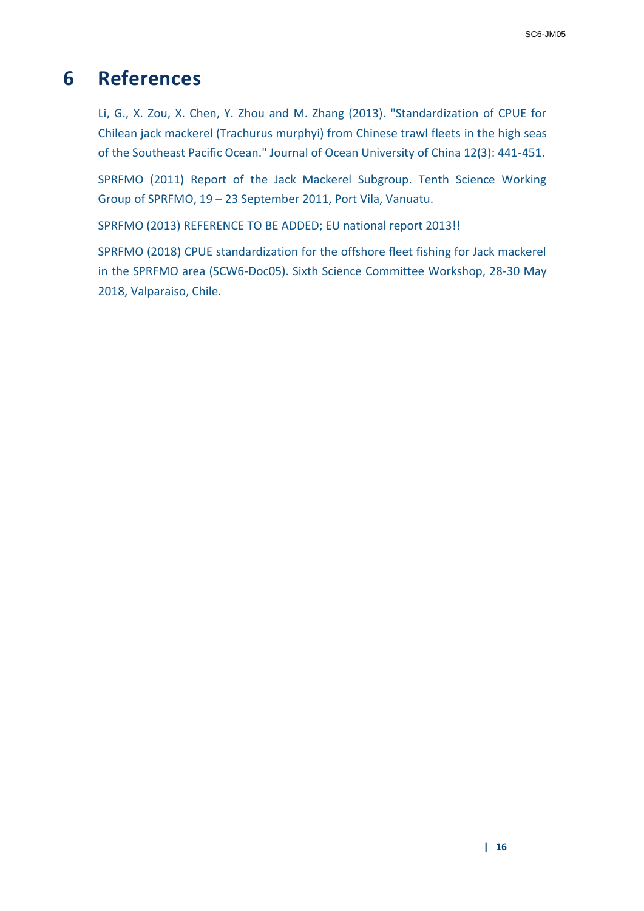# 6 References

Li, G., X. Zou, X. Chen, Y. Zhou and M. Zhang (2013). "Standardization of CPUE for Chilean jack mackerel (Trachurus murphyi) from Chinese trawl fleets in the high seas of the Southeast Pacific Ocean." Journal of Ocean University of China 12(3): 441-451.

SPRFMO (2011) Report of the Jack Mackerel Subgroup. Tenth Science Working Group of SPRFMO, 19 – 23 September 2011, Port Vila, Vanuatu.

SPRFMO (2013) REFERENCE TO BE ADDED; EU national report 2013!!

SPRFMO (2018) CPUE standardization for the offshore fleet fishing for Jack mackerel in the SPRFMO area (SCW6-Doc05). Sixth Science Committee Workshop, 28-30 May 2018, Valparaiso, Chile.